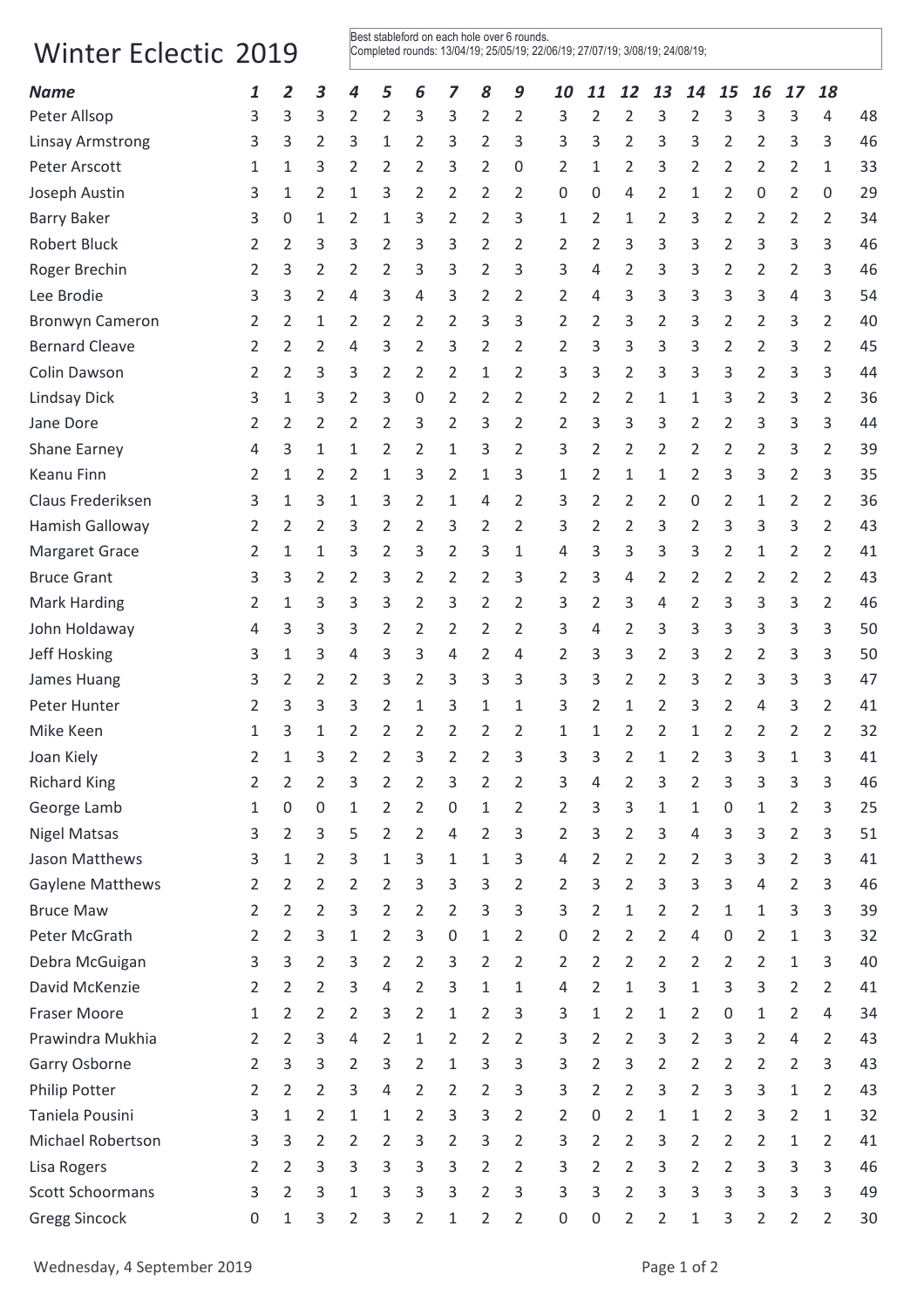# Winter Eclectic 2019

Best stableford on each hole over 6 rounds.
Completed rounds: 13/04/19; 25/05/19; 22/06/19; 27/07/19; 3/08/19; 24/08/19;

| Name | 1 | 2 | 3 | 4 | 5 | 6 | 7 | 8 | 9 | 10 | 11 | 12 | 13 | 14 | 15 | 16 | 17 | 18 | |
|---|---|---|---|---|---|---|---|---|---|---|---|---|---|---|---|---|---|---|---|
| Peter Allsop | 3 | 3 | 3 | 2 | 2 | 3 | 3 | 2 | 2 | 3 | 2 | 2 | 3 | 2 | 3 | 3 | 3 | 4 | 48 |
| Linsay Armstrong | 3 | 3 | 2 | 3 | 1 | 2 | 3 | 2 | 3 | 3 | 3 | 2 | 3 | 3 | 2 | 2 | 3 | 3 | 46 |
| Peter Arscott | 1 | 1 | 3 | 2 | 2 | 2 | 3 | 2 | 0 | 2 | 1 | 2 | 3 | 2 | 2 | 2 | 2 | 1 | 33 |
| Joseph Austin | 3 | 1 | 2 | 1 | 3 | 2 | 2 | 2 | 2 | 0 | 0 | 4 | 2 | 1 | 2 | 0 | 2 | 0 | 29 |
| Barry Baker | 3 | 0 | 1 | 2 | 1 | 3 | 2 | 2 | 3 | 1 | 2 | 1 | 2 | 3 | 2 | 2 | 2 | 2 | 34 |
| Robert Bluck | 2 | 2 | 3 | 3 | 2 | 3 | 3 | 2 | 2 | 2 | 2 | 3 | 3 | 3 | 2 | 3 | 3 | 3 | 46 |
| Roger Brechin | 2 | 3 | 2 | 2 | 2 | 3 | 3 | 2 | 3 | 3 | 4 | 2 | 3 | 3 | 2 | 2 | 2 | 3 | 46 |
| Lee Brodie | 3 | 3 | 2 | 4 | 3 | 4 | 3 | 2 | 2 | 2 | 4 | 3 | 3 | 3 | 3 | 3 | 4 | 3 | 54 |
| Bronwyn Cameron | 2 | 2 | 1 | 2 | 2 | 2 | 2 | 3 | 3 | 2 | 2 | 3 | 2 | 3 | 2 | 2 | 3 | 2 | 40 |
| Bernard Cleave | 2 | 2 | 2 | 4 | 3 | 2 | 3 | 2 | 2 | 2 | 3 | 3 | 3 | 3 | 2 | 2 | 3 | 2 | 45 |
| Colin Dawson | 2 | 2 | 3 | 3 | 2 | 2 | 2 | 1 | 2 | 3 | 3 | 2 | 3 | 3 | 3 | 2 | 3 | 3 | 44 |
| Lindsay Dick | 3 | 1 | 3 | 2 | 3 | 0 | 2 | 2 | 2 | 2 | 2 | 2 | 1 | 1 | 3 | 2 | 3 | 2 | 36 |
| Jane Dore | 2 | 2 | 2 | 2 | 2 | 3 | 2 | 3 | 2 | 2 | 3 | 3 | 3 | 2 | 2 | 3 | 3 | 3 | 44 |
| Shane Earney | 4 | 3 | 1 | 1 | 2 | 2 | 1 | 3 | 2 | 3 | 2 | 2 | 2 | 2 | 2 | 2 | 3 | 2 | 39 |
| Keanu Finn | 2 | 1 | 2 | 2 | 1 | 3 | 2 | 1 | 3 | 1 | 2 | 1 | 1 | 2 | 3 | 3 | 2 | 3 | 35 |
| Claus Frederiksen | 3 | 1 | 3 | 1 | 3 | 2 | 1 | 4 | 2 | 3 | 2 | 2 | 2 | 0 | 2 | 1 | 2 | 2 | 36 |
| Hamish Galloway | 2 | 2 | 2 | 3 | 2 | 2 | 3 | 2 | 2 | 3 | 2 | 2 | 3 | 2 | 3 | 3 | 3 | 2 | 43 |
| Margaret Grace | 2 | 1 | 1 | 3 | 2 | 3 | 2 | 3 | 1 | 4 | 3 | 3 | 3 | 3 | 2 | 1 | 2 | 2 | 41 |
| Bruce Grant | 3 | 3 | 2 | 2 | 3 | 2 | 2 | 2 | 3 | 2 | 3 | 4 | 2 | 2 | 2 | 2 | 2 | 2 | 43 |
| Mark Harding | 2 | 1 | 3 | 3 | 3 | 2 | 3 | 2 | 2 | 3 | 2 | 3 | 4 | 2 | 3 | 3 | 3 | 2 | 46 |
| John Holdaway | 4 | 3 | 3 | 3 | 2 | 2 | 2 | 2 | 2 | 3 | 4 | 2 | 3 | 3 | 3 | 3 | 3 | 3 | 50 |
| Jeff Hosking | 3 | 1 | 3 | 4 | 3 | 3 | 4 | 2 | 4 | 2 | 3 | 3 | 2 | 3 | 2 | 2 | 3 | 3 | 50 |
| James Huang | 3 | 2 | 2 | 2 | 3 | 2 | 3 | 3 | 3 | 3 | 3 | 2 | 2 | 3 | 2 | 3 | 3 | 3 | 47 |
| Peter Hunter | 2 | 3 | 3 | 3 | 2 | 1 | 3 | 1 | 1 | 3 | 2 | 1 | 2 | 3 | 2 | 4 | 3 | 2 | 41 |
| Mike Keen | 1 | 3 | 1 | 2 | 2 | 2 | 2 | 2 | 2 | 1 | 1 | 2 | 2 | 1 | 2 | 2 | 2 | 2 | 32 |
| Joan Kiely | 2 | 1 | 3 | 2 | 2 | 3 | 2 | 2 | 3 | 3 | 3 | 2 | 1 | 2 | 3 | 3 | 1 | 3 | 41 |
| Richard King | 2 | 2 | 2 | 3 | 2 | 2 | 3 | 2 | 2 | 3 | 4 | 2 | 3 | 2 | 3 | 3 | 3 | 3 | 46 |
| George Lamb | 1 | 0 | 0 | 1 | 2 | 2 | 0 | 1 | 2 | 2 | 3 | 3 | 1 | 1 | 0 | 1 | 2 | 3 | 25 |
| Nigel Matsas | 3 | 2 | 3 | 5 | 2 | 2 | 4 | 2 | 3 | 2 | 3 | 2 | 3 | 4 | 3 | 3 | 2 | 3 | 51 |
| Jason Matthews | 3 | 1 | 2 | 3 | 1 | 3 | 1 | 1 | 3 | 4 | 2 | 2 | 2 | 2 | 3 | 3 | 2 | 3 | 41 |
| Gaylene Matthews | 2 | 2 | 2 | 2 | 2 | 3 | 3 | 3 | 2 | 2 | 3 | 2 | 3 | 3 | 3 | 4 | 2 | 3 | 46 |
| Bruce Maw | 2 | 2 | 2 | 3 | 2 | 2 | 2 | 3 | 3 | 3 | 2 | 1 | 2 | 2 | 1 | 1 | 3 | 3 | 39 |
| Peter McGrath | 2 | 2 | 3 | 1 | 2 | 3 | 0 | 1 | 2 | 0 | 2 | 2 | 2 | 4 | 0 | 2 | 1 | 3 | 32 |
| Debra McGuigan | 3 | 3 | 2 | 3 | 2 | 2 | 3 | 2 | 2 | 2 | 2 | 2 | 2 | 2 | 2 | 2 | 1 | 3 | 40 |
| David McKenzie | 2 | 2 | 2 | 3 | 4 | 2 | 3 | 1 | 1 | 4 | 2 | 1 | 3 | 1 | 3 | 3 | 2 | 2 | 41 |
| Fraser Moore | 1 | 2 | 2 | 2 | 3 | 2 | 1 | 2 | 3 | 3 | 1 | 2 | 1 | 2 | 0 | 1 | 2 | 4 | 34 |
| Prawindra Mukhia | 2 | 2 | 3 | 4 | 2 | 1 | 2 | 2 | 2 | 3 | 2 | 2 | 3 | 2 | 3 | 2 | 4 | 2 | 43 |
| Garry Osborne | 2 | 3 | 3 | 2 | 3 | 2 | 1 | 3 | 3 | 3 | 2 | 3 | 2 | 2 | 2 | 2 | 2 | 3 | 43 |
| Philip Potter | 2 | 2 | 2 | 3 | 4 | 2 | 2 | 2 | 3 | 3 | 2 | 2 | 3 | 2 | 3 | 3 | 1 | 2 | 43 |
| Taniela Pousini | 3 | 1 | 2 | 1 | 1 | 2 | 3 | 3 | 2 | 2 | 0 | 2 | 1 | 1 | 2 | 3 | 2 | 1 | 32 |
| Michael Robertson | 3 | 3 | 2 | 2 | 2 | 3 | 2 | 3 | 2 | 3 | 2 | 2 | 3 | 2 | 2 | 2 | 1 | 2 | 41 |
| Lisa Rogers | 2 | 2 | 3 | 3 | 3 | 3 | 3 | 2 | 2 | 3 | 2 | 2 | 3 | 2 | 2 | 3 | 3 | 3 | 46 |
| Scott Schoormans | 3 | 2 | 3 | 1 | 3 | 3 | 3 | 2 | 3 | 3 | 3 | 2 | 3 | 3 | 3 | 3 | 3 | 3 | 49 |
| Gregg Sincock | 0 | 1 | 3 | 2 | 3 | 2 | 1 | 2 | 2 | 0 | 0 | 2 | 2 | 1 | 3 | 2 | 2 | 2 | 30 |

Wednesday, 4 September 2019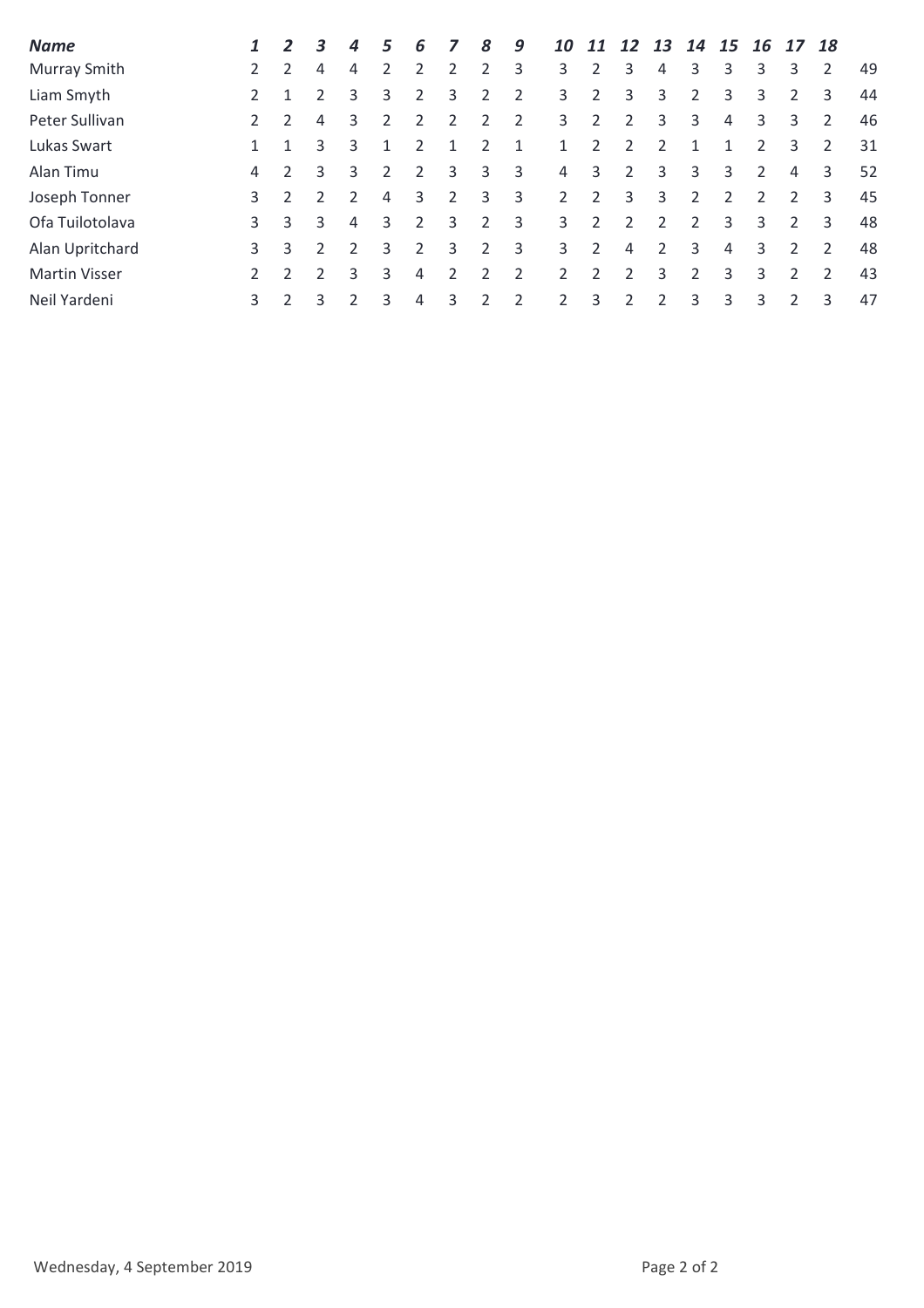| *Name* | *1* | *2* | *3* | *4* | *5* | *6* | *7* | *8* | *9* | *10* | *11* | *12* | *13* | *14* | *15* | *16* | *17* | *18* | |
|---|---|---|---|---|---|---|---|---|---|---|---|---|---|---|---|---|---|---|---|
| Murray Smith | 2 | 2 | 4 | 4 | 2 | 2 | 2 | 2 | 3 | 3 | 2 | 3 | 4 | 3 | 3 | 3 | 3 | 2 | 49 |
| Liam Smyth | 2 | 1 | 2 | 3 | 3 | 2 | 3 | 2 | 2 | 3 | 2 | 3 | 3 | 2 | 3 | 3 | 2 | 3 | 44 |
| Peter Sullivan | 2 | 2 | 4 | 3 | 2 | 2 | 2 | 2 | 2 | 3 | 2 | 2 | 3 | 3 | 4 | 3 | 3 | 2 | 46 |
| Lukas Swart | 1 | 1 | 3 | 3 | 1 | 2 | 1 | 2 | 1 | 1 | 2 | 2 | 2 | 1 | 1 | 2 | 3 | 2 | 31 |
| Alan Timu | 4 | 2 | 3 | 3 | 2 | 2 | 3 | 3 | 3 | 4 | 3 | 2 | 3 | 3 | 3 | 2 | 4 | 3 | 52 |
| Joseph Tonner | 3 | 2 | 2 | 2 | 4 | 3 | 2 | 3 | 3 | 2 | 2 | 3 | 3 | 2 | 2 | 2 | 2 | 3 | 45 |
| Ofa Tuilotolava | 3 | 3 | 3 | 4 | 3 | 2 | 3 | 2 | 3 | 3 | 2 | 2 | 2 | 2 | 3 | 3 | 2 | 3 | 48 |
| Alan Upritchard | 3 | 3 | 2 | 2 | 3 | 2 | 3 | 2 | 3 | 3 | 2 | 4 | 2 | 3 | 4 | 3 | 2 | 2 | 48 |
| Martin Visser | 2 | 2 | 2 | 3 | 3 | 4 | 2 | 2 | 2 | 2 | 2 | 2 | 3 | 2 | 3 | 3 | 2 | 2 | 43 |
| Neil Yardeni | 3 | 2 | 3 | 2 | 3 | 4 | 3 | 2 | 2 | 2 | 3 | 2 | 2 | 3 | 3 | 3 | 2 | 3 | 47 |

Wednesday, 4 September 2019